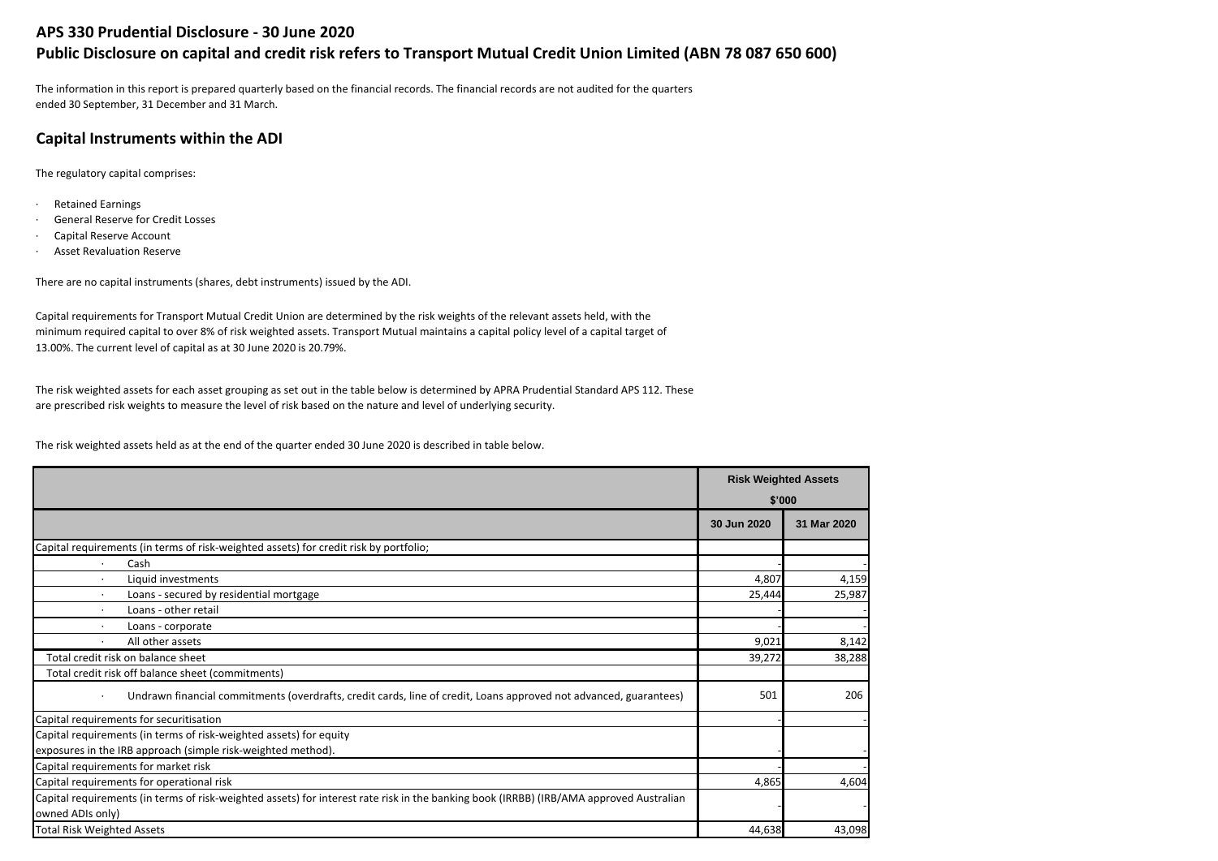# APS 330 Prudential Disclosure - 30 June 2020

## Public Disclosure on capital and credit risk refers to Transport Mutual Credit Union Limited (ABN 78 087 650 600)

The information in this report is prepared quarterly based on the financial records. The financial records are not audited for the quarters ended 30 September, 31 December and 31 March.

## Capital Instruments within the ADI

The regulatory capital comprises:

- Retained Earnings
- General Reserve for Credit Losses
- Capital Reserve Account
- Asset Revaluation Reserve

There are no capital instruments (shares, debt instruments) issued by the ADI.

Capital requirements for Transport Mutual Credit Union are determined by the risk weights of the relevant assets held, with the minimum required capital to over 8% of risk weighted assets. Transport Mutual maintains a capital policy level of a capital target of 13.00%. The current level of capital as at 30 June 2020 is 20.79%.

The risk weighted assets for each asset grouping as set out in the table below is determined by APRA Prudential Standard APS 112. These are prescribed risk weights to measure the level of risk based on the nature and level of underlying security.

The risk weighted assets held as at the end of the quarter ended 30 June 2020 is described in table below.

| | Risk Weighted Assets $'000 | |
|---|---|---|
| | 30 Jun 2020 | 31 Mar 2020 |
| Capital requirements (in terms of risk-weighted assets) for credit risk by portfolio; | | |
| · Cash | - | - |
| · Liquid investments | 4,807 | 4,159 |
| · Loans - secured by residential mortgage | 25,444 | 25,987 |
| · Loans - other retail | - | - |
| · Loans - corporate | - | - |
| · All other assets | 9,021 | 8,142 |
| Total credit risk on balance sheet | 39,272 | 38,288 |
| Total credit risk off balance sheet (commitments) | | |
| · Undrawn financial commitments (overdrafts, credit cards, line of credit, Loans approved not advanced, guarantees) | 501 | 206 |
| Capital requirements for securitisation | - | - |
| Capital requirements (in terms of risk-weighted assets) for equity exposures in the IRB approach (simple risk-weighted method). | - | - |
| Capital requirements for market risk | - | - |
| Capital requirements for operational risk | 4,865 | 4,604 |
| Capital requirements (in terms of risk-weighted assets) for interest rate risk in the banking book (IRRBB) (IRB/AMA approved Australian owned ADIs only) | - | - |
| Total Risk Weighted Assets | 44,638 | 43,098 |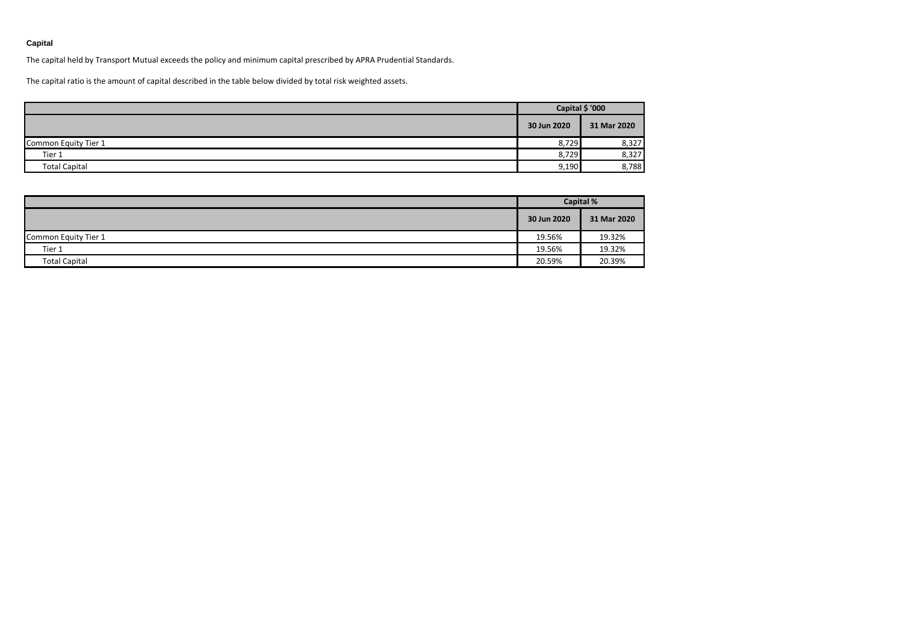## Capital

The capital held by Transport Mutual exceeds the policy and minimum capital prescribed by APRA Prudential Standards.

The capital ratio is the amount of capital described in the table below divided by total risk weighted assets.

| | Capital $ '000 | |
|---|---|---|
| | 30 Jun 2020 | 31 Mar 2020 |
| Common Equity Tier 1 | 8,729 | 8,327 |
| Tier 1 | 8,729 | 8,327 |
| Total Capital | 9,190 | 8,788 |

| | Capital % | |
|---|---|---|
| | 30 Jun 2020 | 31 Mar 2020 |
| Common Equity Tier 1 | 19.56% | 19.32% |
| Tier 1 | 19.56% | 19.32% |
| Total Capital | 20.59% | 20.39% |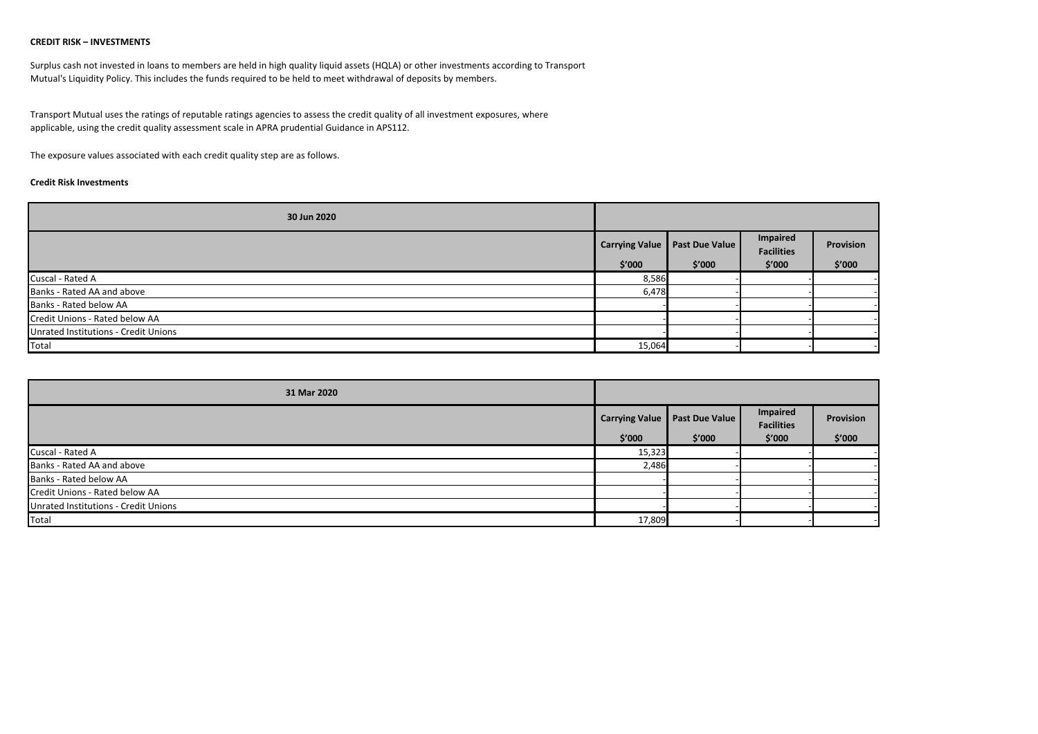**CREDIT RISK – INVESTMENTS**

Surplus cash not invested in loans to members are held in high quality liquid assets (HQLA) or other investments according to Transport Mutual's Liquidity Policy. This includes the funds required to be held to meet withdrawal of deposits by members.

Transport Mutual uses the ratings of reputable ratings agencies to assess the credit quality of all investment exposures, where applicable, using the credit quality assessment scale in APRA prudential Guidance in APS112.

The exposure values associated with each credit quality step are as follows.

**Credit Risk Investments**

| 30 Jun 2020 | | | | |
|---|---|---|---|---|
| | **Carrying Value $'000** | **Past Due Value $'000** | **Impaired Facilities $'000** | **Provision $'000** |
| Cuscal - Rated A | 8,586 | - | - | - |
| Banks - Rated AA and above | 6,478 | - | - | - |
| Banks - Rated below AA | - | - | - | - |
| Credit Unions - Rated below AA | - | - | - | - |
| Unrated Institutions - Credit Unions | - | - | - | - |
| Total | 15,064 | - | - | - |

| 31 Mar 2020 | | | | |
|---|---|---|---|---|
| | **Carrying Value $'000** | **Past Due Value $'000** | **Impaired Facilities $'000** | **Provision $'000** |
| Cuscal - Rated A | 15,323 | - | - | - |
| Banks - Rated AA and above | 2,486 | - | - | - |
| Banks - Rated below AA | - | - | - | - |
| Credit Unions - Rated below AA | - | - | - | - |
| Unrated Institutions - Credit Unions | - | - | - | - |
| Total | 17,809 | - | - | - |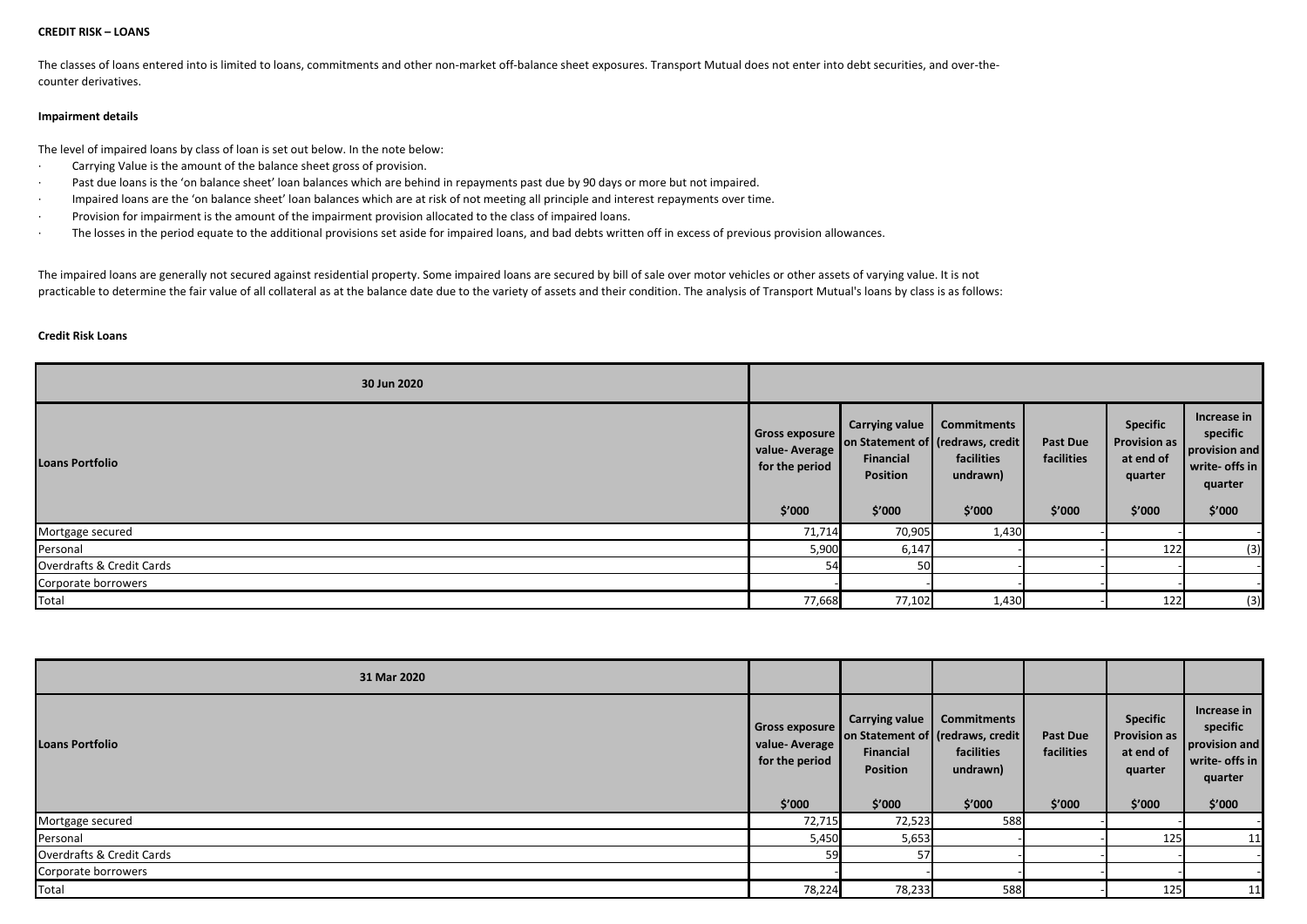**CREDIT RISK – LOANS**

The classes of loans entered into is limited to loans, commitments and other non-market off-balance sheet exposures. Transport Mutual does not enter into debt securities, and over-the-counter derivatives.

**Impairment details**

The level of impaired loans by class of loan is set out below. In the note below:

- Carrying Value is the amount of the balance sheet gross of provision.
- Past due loans is the 'on balance sheet' loan balances which are behind in repayments past due by 90 days or more but not impaired.
- Impaired loans are the 'on balance sheet' loan balances which are at risk of not meeting all principle and interest repayments over time.
- Provision for impairment is the amount of the impairment provision allocated to the class of impaired loans.
- The losses in the period equate to the additional provisions set aside for impaired loans, and bad debts written off in excess of previous provision allowances.

The impaired loans are generally not secured against residential property. Some impaired loans are secured by bill of sale over motor vehicles or other assets of varying value. It is not practicable to determine the fair value of all collateral as at the balance date due to the variety of assets and their condition. The analysis of Transport Mutual's loans by class is as follows:

**Credit Risk Loans**

| 30 Jun 2020 | | | | | | |
|---|---|---|---|---|---|---|
| **Loans Portfolio** | **Gross exposure value- Average for the period** | **Carrying value on Statement of Financial Position** | **Commitments (redraws, credit facilities undrawn)** | **Past Due facilities** | **Specific Provision as at end of quarter** | **Increase in specific provision and write- offs in quarter** |
| | **$'000** | **$'000** | **$'000** | **$'000** | **$'000** | **$'000** |
| Mortgage secured | 71,714 | 70,905 | 1,430 | - | - | - |
| Personal | 5,900 | 6,147 | - | - | 122 | (3) |
| Overdrafts & Credit Cards | 54 | 50 | - | - | - | - |
| Corporate borrowers | - | - | - | - | - | - |
| Total | 77,668 | 77,102 | 1,430 | - | 122 | (3) |

| 31 Mar 2020 | | | | | | |
|---|---|---|---|---|---|---|
| **Loans Portfolio** | **Gross exposure value- Average for the period** | **Carrying value on Statement of Financial Position** | **Commitments (redraws, credit facilities undrawn)** | **Past Due facilities** | **Specific Provision as at end of quarter** | **Increase in specific provision and write- offs in quarter** |
| | **$'000** | **$'000** | **$'000** | **$'000** | **$'000** | **$'000** |
| Mortgage secured | 72,715 | 72,523 | 588 | - | - | - |
| Personal | 5,450 | 5,653 | - | - | 125 | 11 |
| Overdrafts & Credit Cards | 59 | 57 | - | - | - | - |
| Corporate borrowers | - | - | - | - | - | - |
| Total | 78,224 | 78,233 | 588 | - | 125 | 11 |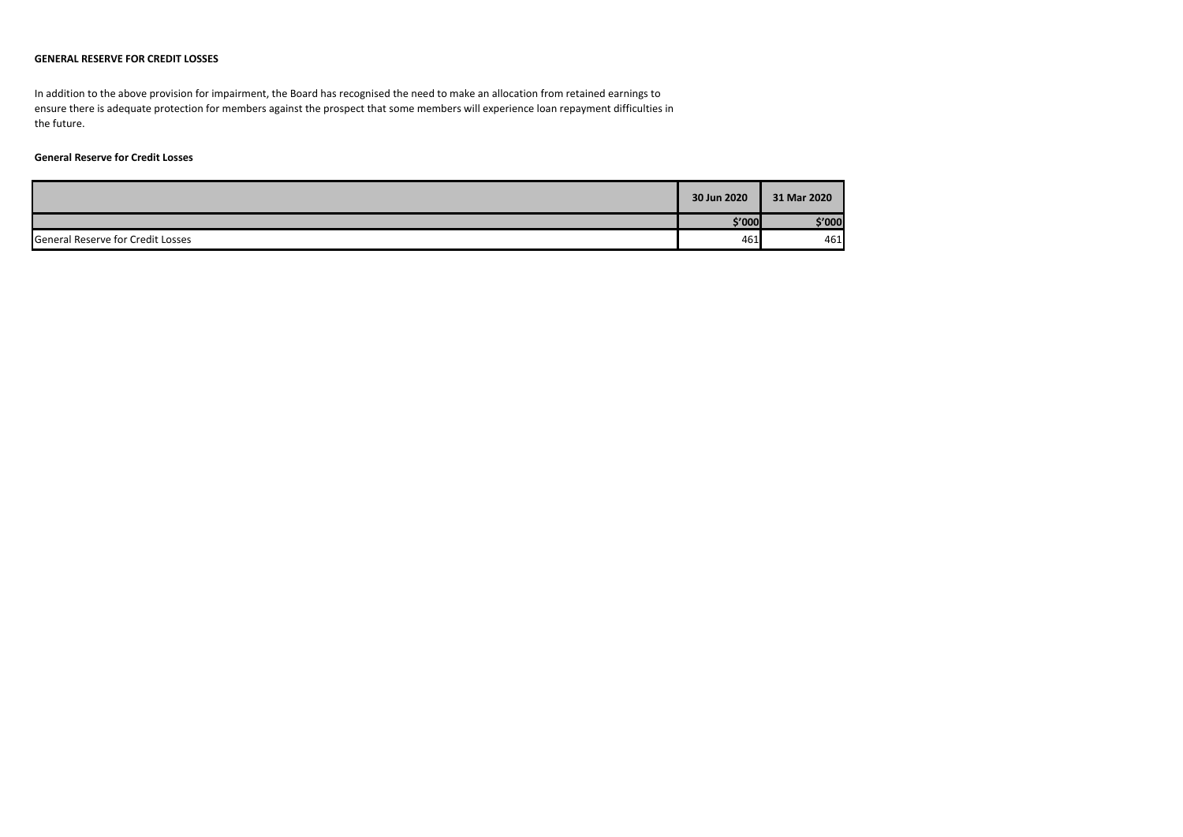**GENERAL RESERVE FOR CREDIT LOSSES**

In addition to the above provision for impairment, the Board has recognised the need to make an allocation from retained earnings to ensure there is adequate protection for members against the prospect that some members will experience loan repayment difficulties in the future.

**General Reserve for Credit Losses**

| | 30 Jun 2020 | 31 Mar 2020 |
|---|---|---|
| | $'000 | $'000 |
| General Reserve for Credit Losses | 461 | 461 |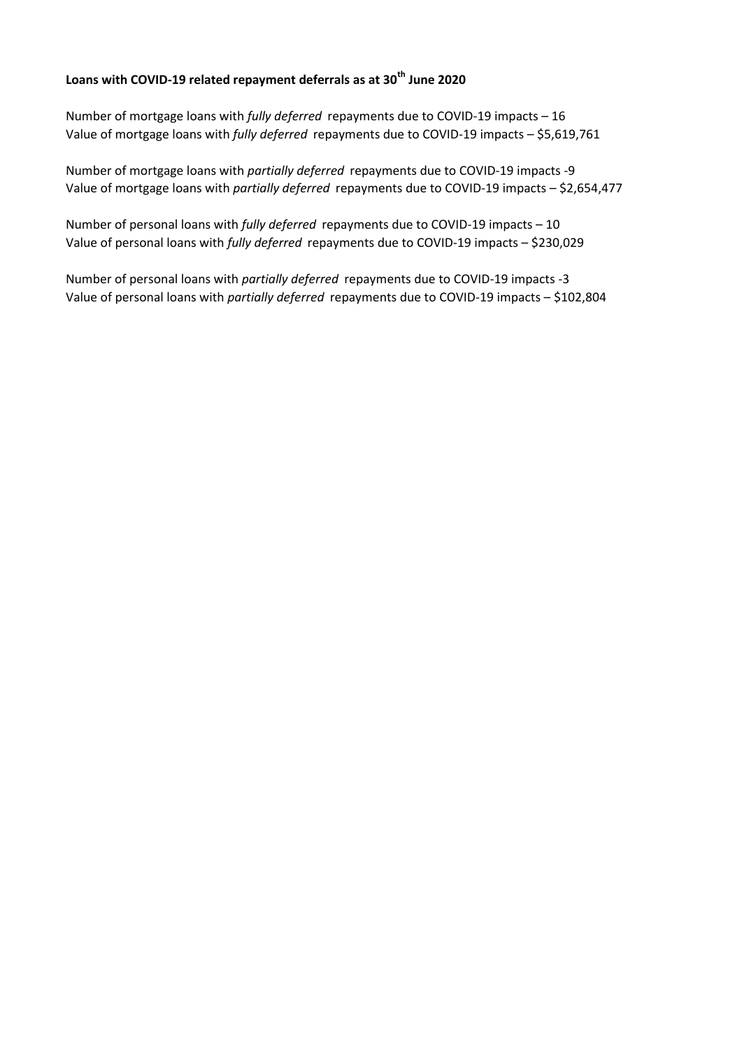**Loans with COVID-19 related repayment deferrals as at 30th June 2020**

Number of mortgage loans with *fully deferred* repayments due to COVID-19 impacts – 16
Value of mortgage loans with *fully deferred* repayments due to COVID-19 impacts – $5,619,761

Number of mortgage loans with *partially deferred* repayments due to COVID-19 impacts -9
Value of mortgage loans with *partially deferred* repayments due to COVID-19 impacts – $2,654,477

Number of personal loans with *fully deferred* repayments due to COVID-19 impacts – 10
Value of personal loans with *fully deferred* repayments due to COVID-19 impacts – $230,029

Number of personal loans with *partially deferred* repayments due to COVID-19 impacts -3
Value of personal loans with *partially deferred* repayments due to COVID-19 impacts – $102,804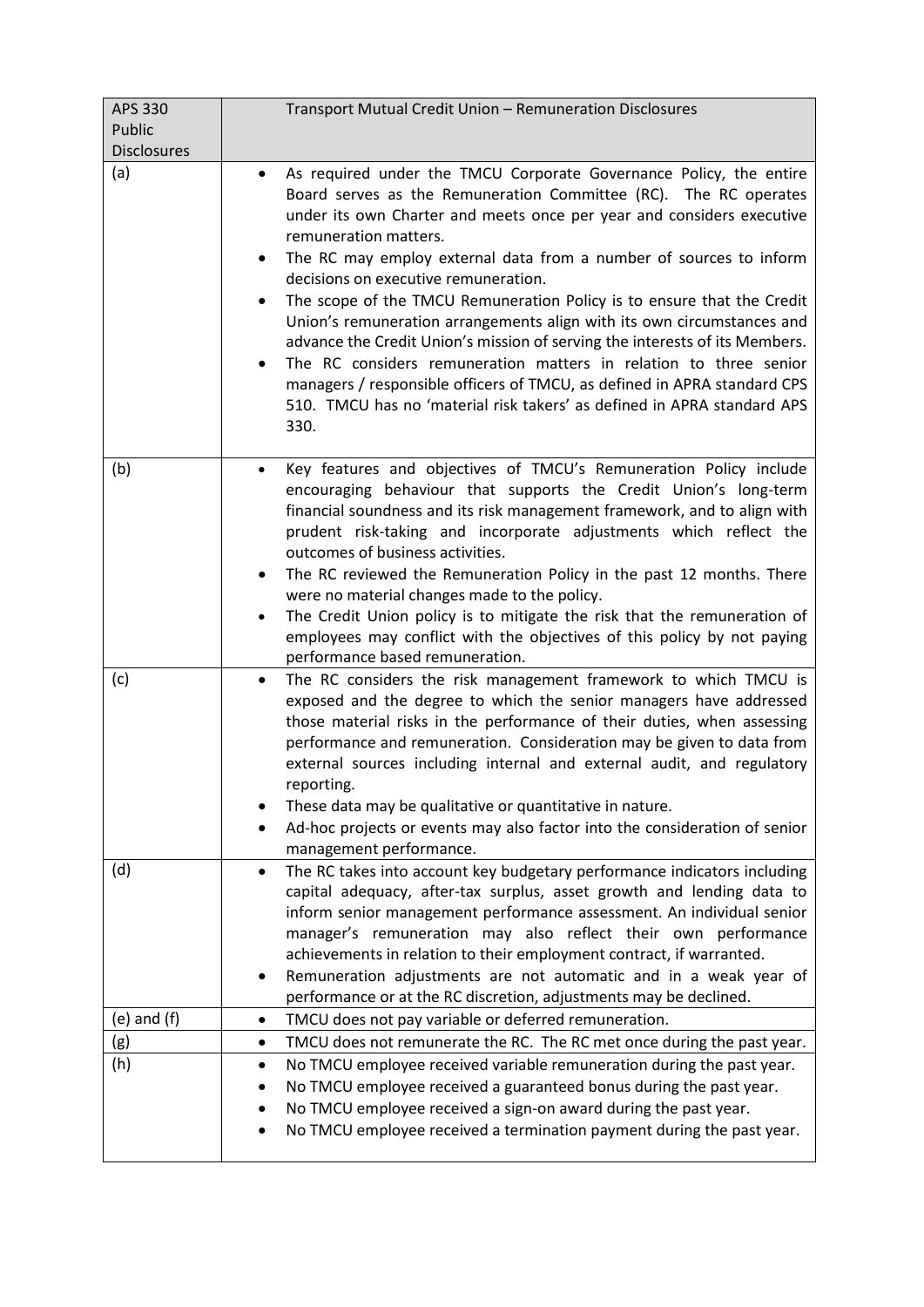| APS 330 Public Disclosures | Transport Mutual Credit Union – Remuneration Disclosures |
|---|---|
| (a) | • As required under the TMCU Corporate Governance Policy, the entire Board serves as the Remuneration Committee (RC). The RC operates under its own Charter and meets once per year and considers executive remuneration matters.<br>• The RC may employ external data from a number of sources to inform decisions on executive remuneration.<br>• The scope of the TMCU Remuneration Policy is to ensure that the Credit Union's remuneration arrangements align with its own circumstances and advance the Credit Union's mission of serving the interests of its Members.<br>• The RC considers remuneration matters in relation to three senior managers / responsible officers of TMCU, as defined in APRA standard CPS 510. TMCU has no 'material risk takers' as defined in APRA standard APS 330. |
| (b) | • Key features and objectives of TMCU's Remuneration Policy include encouraging behaviour that supports the Credit Union's long-term financial soundness and its risk management framework, and to align with prudent risk-taking and incorporate adjustments which reflect the outcomes of business activities.<br>• The RC reviewed the Remuneration Policy in the past 12 months. There were no material changes made to the policy.<br>• The Credit Union policy is to mitigate the risk that the remuneration of employees may conflict with the objectives of this policy by not paying performance based remuneration. |
| (c) | • The RC considers the risk management framework to which TMCU is exposed and the degree to which the senior managers have addressed those material risks in the performance of their duties, when assessing performance and remuneration. Consideration may be given to data from external sources including internal and external audit, and regulatory reporting.<br>• These data may be qualitative or quantitative in nature.<br>• Ad-hoc projects or events may also factor into the consideration of senior management performance. |
| (d) | • The RC takes into account key budgetary performance indicators including capital adequacy, after-tax surplus, asset growth and lending data to inform senior management performance assessment. An individual senior manager's remuneration may also reflect their own performance achievements in relation to their employment contract, if warranted.<br>• Remuneration adjustments are not automatic and in a weak year of performance or at the RC discretion, adjustments may be declined. |
| (e) and (f) | • TMCU does not pay variable or deferred remuneration. |
| (g) | • TMCU does not remunerate the RC. The RC met once during the past year. |
| (h) | • No TMCU employee received variable remuneration during the past year.<br>• No TMCU employee received a guaranteed bonus during the past year.<br>• No TMCU employee received a sign-on award during the past year.<br>• No TMCU employee received a termination payment during the past year. |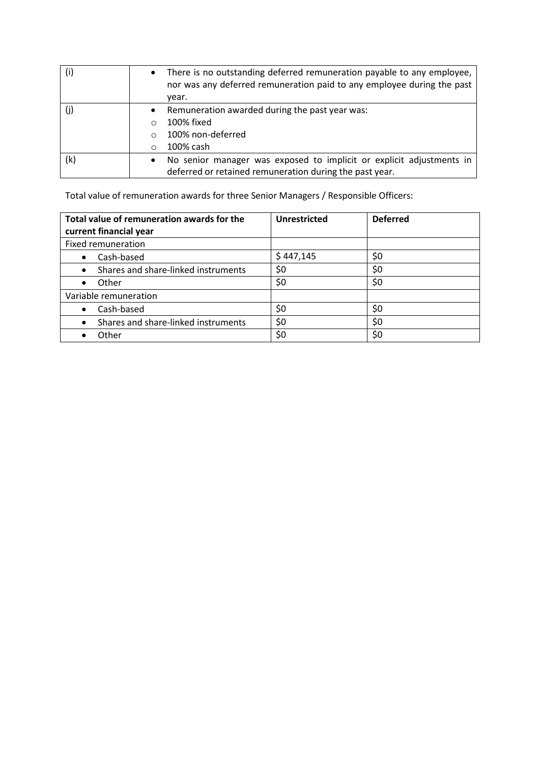| | |
|---|---|
| (i) | • There is no outstanding deferred remuneration payable to any employee, nor was any deferred remuneration paid to any employee during the past year. |
| (j) | • Remuneration awarded during the past year was:<br>○ 100% fixed<br>○ 100% non-deferred<br>○ 100% cash |
| (k) | • No senior manager was exposed to implicit or explicit adjustments in deferred or retained remuneration during the past year. |

Total value of remuneration awards for three Senior Managers / Responsible Officers:

| **Total value of remuneration awards for the current financial year** | **Unrestricted** | **Deferred** |
|---|---|---|
| Fixed remuneration | | |
| • Cash-based | $ 447,145 | $0 |
| • Shares and share-linked instruments | $0 | $0 |
| • Other | $0 | $0 |
| Variable remuneration | | |
| • Cash-based | $0 | $0 |
| • Shares and share-linked instruments | $0 | $0 |
| • Other | $0 | $0 |